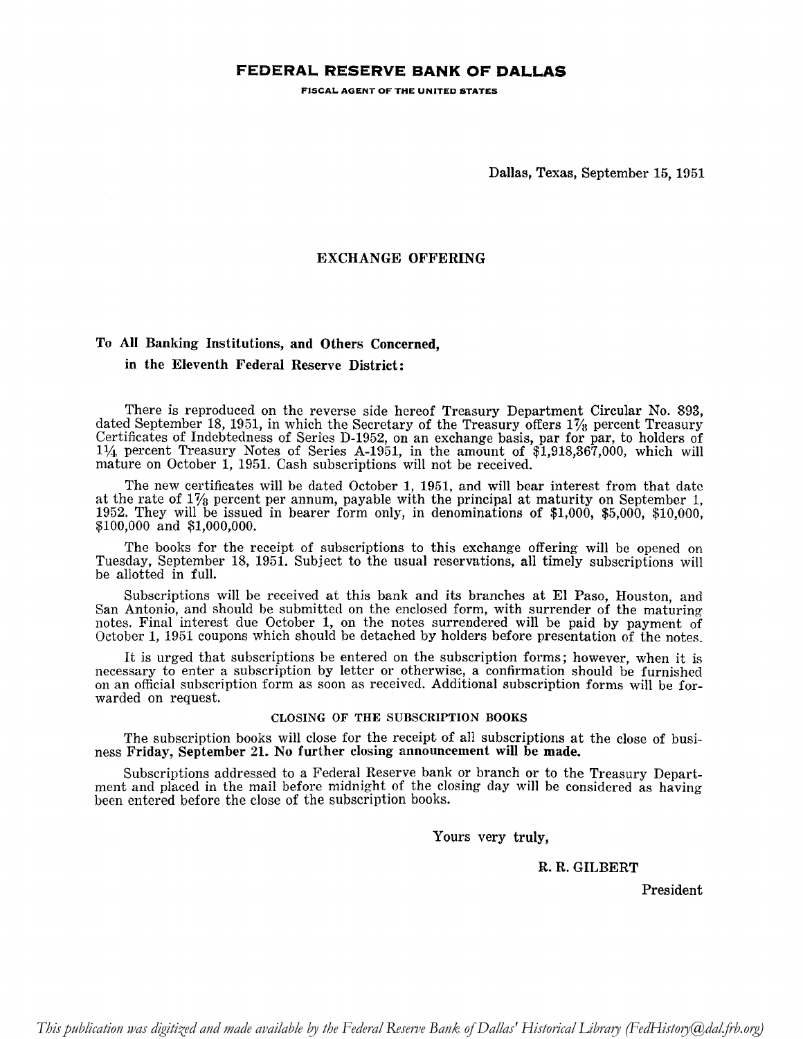# FEDERAL RESERVE BANK OF DALLAS

**FISCAL AGENT OF THE UNITED STATES**

Dallas, Texas, September 15, 1951

## EXCHANGE OFFERING

**To All Banking Institutions, and Others Concerned,**
**in the Eleventh Federal Reserve District:**

There is reproduced on the reverse side hereof Treasury Department Circular No. 893, dated September 18, 1951, in which the Secretary of the Treasury offers 1⅞ percent Treasury Certificates of Indebtedness of Series D-1952, on an exchange basis, par for par, to holders of 1¼ percent Treasury Notes of Series A-1951, in the amount of $1,918,367,000, which will mature on October 1, 1951. Cash subscriptions will not be received.

The new certificates will be dated October 1, 1951, and will bear interest from that date at the rate of 1⅞ percent per annum, payable with the principal at maturity on September 1, 1952. They will be issued in bearer form only, in denominations of $1,000, $5,000, $10,000, $100,000 and $1,000,000.

The books for the receipt of subscriptions to this exchange offering will be opened on Tuesday, September 18, 1951. Subject to the usual reservations, all timely subscriptions will be allotted in full.

Subscriptions will be received at this bank and its branches at El Paso, Houston, and San Antonio, and should be submitted on the enclosed form, with surrender of the maturing notes. Final interest due October 1, on the notes surrendered will be paid by payment of October 1, 1951 coupons which should be detached by holders before presentation of the notes.

It is urged that subscriptions be entered on the subscription forms; however, when it is necessary to enter a subscription by letter or otherwise, a confirmation should be furnished on an official subscription form as soon as received. Additional subscription forms will be forwarded on request.

### CLOSING OF THE SUBSCRIPTION BOOKS

The subscription books will close for the receipt of all subscriptions at the close of business **Friday, September 21. No further closing announcement will be made.**

Subscriptions addressed to a Federal Reserve bank or branch or to the Treasury Department and placed in the mail before midnight of the closing day will be considered as having been entered before the close of the subscription books.

Yours very truly,

R. R. GILBERT

President

*This publication was digitized and made available by the Federal Reserve Bank of Dallas' Historical Library (FedHistory@dal.frb.org)*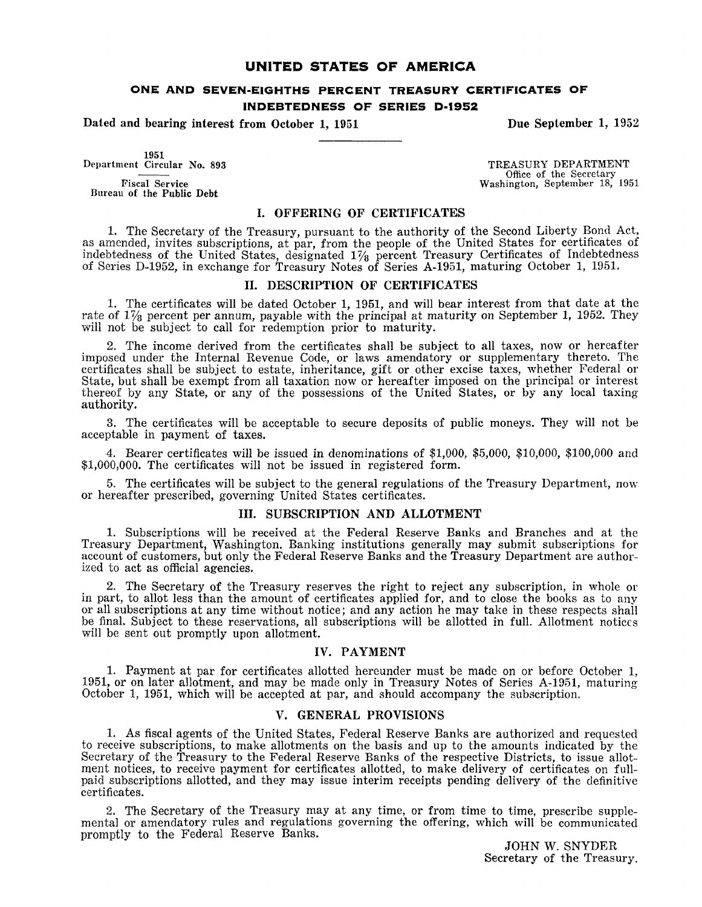# UNITED STATES OF AMERICA

## ONE AND SEVEN-EIGHTHS PERCENT TREASURY CERTIFICATES OF INDEBTEDNESS OF SERIES D-1952

**Dated and bearing interest from October 1, 1951** **Due September 1, 1952**

---

1951
Department Circular No. 893

Fiscal Service
Bureau of the Public Debt

TREASURY DEPARTMENT
Office of the Secretary
Washington, September 18, 1951

### I. OFFERING OF CERTIFICATES

1. The Secretary of the Treasury, pursuant to the authority of the Second Liberty Bond Act, as amended, invites subscriptions, at par, from the people of the United States for certificates of indebtedness of the United States, designated 1⅞ percent Treasury Certificates of Indebtedness of Series D-1952, in exchange for Treasury Notes of Series A-1951, maturing October 1, 1951.

### II. DESCRIPTION OF CERTIFICATES

1. The certificates will be dated October 1, 1951, and will bear interest from that date at the rate of 1⅞ percent per annum, payable with the principal at maturity on September 1, 1952. They will not be subject to call for redemption prior to maturity.

2. The income derived from the certificates shall be subject to all taxes, now or hereafter imposed under the Internal Revenue Code, or laws amendatory or supplementary thereto. The certificates shall be subject to estate, inheritance, gift or other excise taxes, whether Federal or State, but shall be exempt from all taxation now or hereafter imposed on the principal or interest thereof by any State, or any of the possessions of the United States, or by any local taxing authority.

3. The certificates will be acceptable to secure deposits of public moneys. They will not be acceptable in payment of taxes.

4. Bearer certificates will be issued in denominations of $1,000, $5,000, $10,000, $100,000 and $1,000,000. The certificates will not be issued in registered form.

5. The certificates will be subject to the general regulations of the Treasury Department, now or hereafter prescribed, governing United States certificates.

### III. SUBSCRIPTION AND ALLOTMENT

1. Subscriptions will be received at the Federal Reserve Banks and Branches and at the Treasury Department, Washington. Banking institutions generally may submit subscriptions for account of customers, but only the Federal Reserve Banks and the Treasury Department are authorized to act as official agencies.

2. The Secretary of the Treasury reserves the right to reject any subscription, in whole or in part, to allot less than the amount of certificates applied for, and to close the books as to any or all subscriptions at any time without notice; and any action he may take in these respects shall be final. Subject to these reservations, all subscriptions will be allotted in full. Allotment notices will be sent out promptly upon allotment.

### IV. PAYMENT

1. Payment at par for certificates allotted hereunder must be made on or before October 1, 1951, or on later allotment, and may be made only in Treasury Notes of Series A-1951, maturing October 1, 1951, which will be accepted at par, and should accompany the subscription.

### V. GENERAL PROVISIONS

1. As fiscal agents of the United States, Federal Reserve Banks are authorized and requested to receive subscriptions, to make allotments on the basis and up to the amounts indicated by the Secretary of the Treasury to the Federal Reserve Banks of the respective Districts, to issue allotment notices, to receive payment for certificates allotted, to make delivery of certificates on full-paid subscriptions allotted, and they may issue interim receipts pending delivery of the definitive certificates.

2. The Secretary of the Treasury may at any time, or from time to time, prescribe supplemental or amendatory rules and regulations governing the offering, which will be communicated promptly to the Federal Reserve Banks.

JOHN W. SNYDER
Secretary of the Treasury.